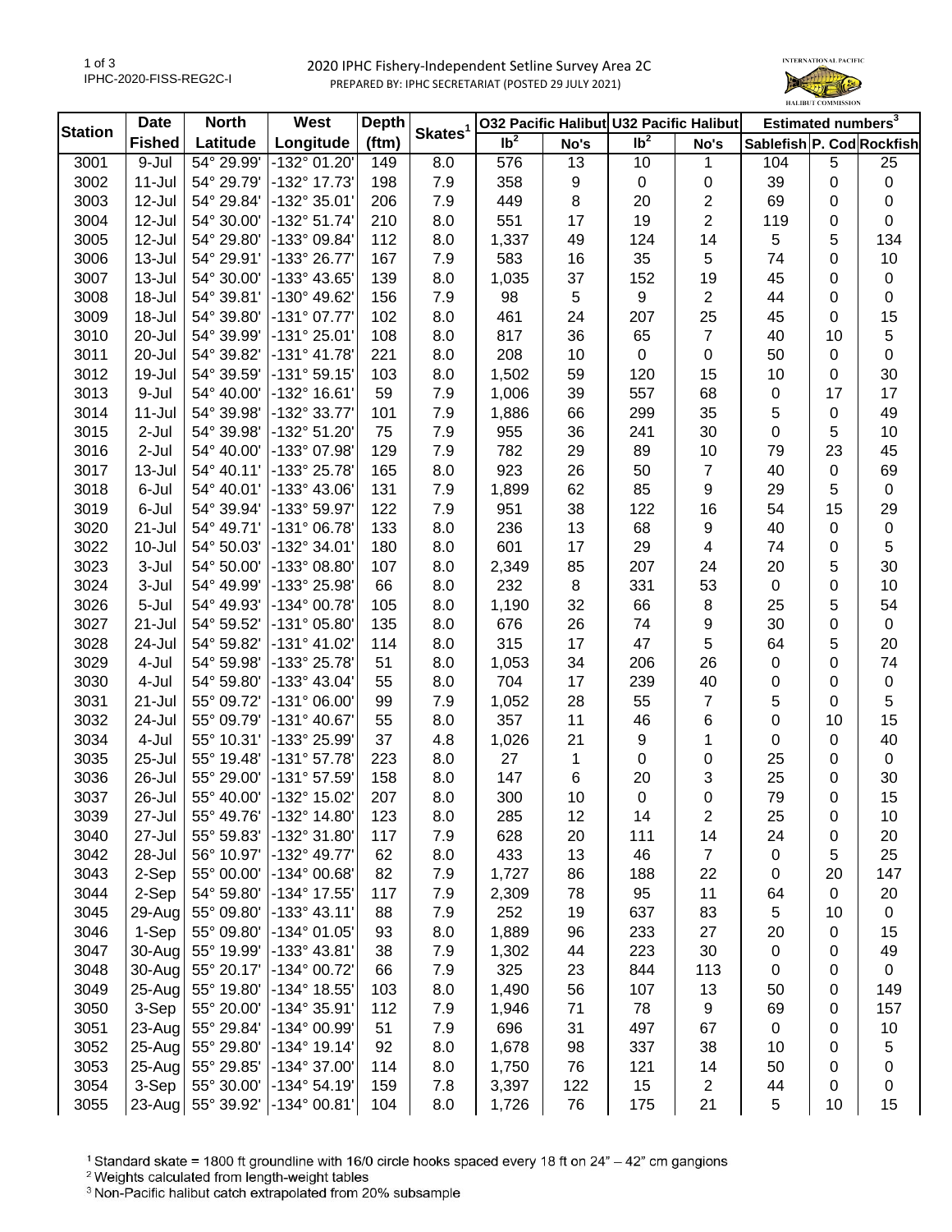# 2020 IPHC Fishery-Independent Setline Survey Area 2C

PREPARED BY: IPHC SECRETARIAT (POSTED 29 JULY 2021)

IPHC-2020-FISS-REG2C-I

| Station | Date | North | West | Depth | Skates[1] | O32 Pacific Halibut | | U32 Pacific Halibut | | Estimated numbers[3] | | |
|---|---|---|---|---|---|---|---|---|---|---|---|---|
| | Fished | Latitude | Longitude | (ftm) | | lb[2] | No's | lb[2] | No's | Sablefish | P. Cod | Rockfish |
| 3001 | 9-Jul | 54° 29.99' | -132° 01.20' | 149 | 8.0 | 576 | 13 | 10 | 1 | 104 | 5 | 25 |
| 3002 | 11-Jul | 54° 29.79' | -132° 17.73' | 198 | 7.9 | 358 | 9 | 0 | 0 | 39 | 0 | 0 |
| 3003 | 12-Jul | 54° 29.84' | -132° 35.01' | 206 | 7.9 | 449 | 8 | 20 | 2 | 69 | 0 | 0 |
| 3004 | 12-Jul | 54° 30.00' | -132° 51.74' | 210 | 8.0 | 551 | 17 | 19 | 2 | 119 | 0 | 0 |
| 3005 | 12-Jul | 54° 29.80' | -133° 09.84' | 112 | 8.0 | 1,337 | 49 | 124 | 14 | 5 | 5 | 134 |
| 3006 | 13-Jul | 54° 29.91' | -133° 26.77' | 167 | 7.9 | 583 | 16 | 35 | 5 | 74 | 0 | 10 |
| 3007 | 13-Jul | 54° 30.00' | -133° 43.65' | 139 | 8.0 | 1,035 | 37 | 152 | 19 | 45 | 0 | 0 |
| 3008 | 18-Jul | 54° 39.81' | -130° 49.62' | 156 | 7.9 | 98 | 5 | 9 | 2 | 44 | 0 | 0 |
| 3009 | 18-Jul | 54° 39.80' | -131° 07.77' | 102 | 8.0 | 461 | 24 | 207 | 25 | 45 | 0 | 15 |
| 3010 | 20-Jul | 54° 39.99' | -131° 25.01' | 108 | 8.0 | 817 | 36 | 65 | 7 | 40 | 10 | 5 |
| 3011 | 20-Jul | 54° 39.82' | -131° 41.78' | 221 | 8.0 | 208 | 10 | 0 | 0 | 50 | 0 | 0 |
| 3012 | 19-Jul | 54° 39.59' | -131° 59.15' | 103 | 8.0 | 1,502 | 59 | 120 | 15 | 10 | 0 | 30 |
| 3013 | 9-Jul | 54° 40.00' | -132° 16.61' | 59 | 7.9 | 1,006 | 39 | 557 | 68 | 0 | 17 | 17 |
| 3014 | 11-Jul | 54° 39.98' | -132° 33.77' | 101 | 7.9 | 1,886 | 66 | 299 | 35 | 5 | 0 | 49 |
| 3015 | 2-Jul | 54° 39.98' | -132° 51.20' | 75 | 7.9 | 955 | 36 | 241 | 30 | 0 | 5 | 10 |
| 3016 | 2-Jul | 54° 40.00' | -133° 07.98' | 129 | 7.9 | 782 | 29 | 89 | 10 | 79 | 23 | 45 |
| 3017 | 13-Jul | 54° 40.11' | -133° 25.78' | 165 | 8.0 | 923 | 26 | 50 | 7 | 40 | 0 | 69 |
| 3018 | 6-Jul | 54° 40.01' | -133° 43.06' | 131 | 7.9 | 1,899 | 62 | 85 | 9 | 29 | 5 | 0 |
| 3019 | 6-Jul | 54° 39.94' | -133° 59.97' | 122 | 7.9 | 951 | 38 | 122 | 16 | 54 | 15 | 29 |
| 3020 | 21-Jul | 54° 49.71' | -131° 06.78' | 133 | 8.0 | 236 | 13 | 68 | 9 | 40 | 0 | 0 |
| 3022 | 10-Jul | 54° 50.03' | -132° 34.01' | 180 | 8.0 | 601 | 17 | 29 | 4 | 74 | 0 | 5 |
| 3023 | 3-Jul | 54° 50.00' | -133° 08.80' | 107 | 8.0 | 2,349 | 85 | 207 | 24 | 20 | 5 | 30 |
| 3024 | 3-Jul | 54° 49.99' | -133° 25.98' | 66 | 8.0 | 232 | 8 | 331 | 53 | 0 | 0 | 10 |
| 3026 | 5-Jul | 54° 49.93' | -134° 00.78' | 105 | 8.0 | 1,190 | 32 | 66 | 8 | 25 | 5 | 54 |
| 3027 | 21-Jul | 54° 59.52' | -131° 05.80' | 135 | 8.0 | 676 | 26 | 74 | 9 | 30 | 0 | 0 |
| 3028 | 24-Jul | 54° 59.82' | -131° 41.02' | 114 | 8.0 | 315 | 17 | 47 | 5 | 64 | 5 | 20 |
| 3029 | 4-Jul | 54° 59.98' | -133° 25.78' | 51 | 8.0 | 1,053 | 34 | 206 | 26 | 0 | 0 | 74 |
| 3030 | 4-Jul | 54° 59.80' | -133° 43.04' | 55 | 8.0 | 704 | 17 | 239 | 40 | 0 | 0 | 0 |
| 3031 | 21-Jul | 55° 09.72' | -131° 06.00' | 99 | 7.9 | 1,052 | 28 | 55 | 7 | 5 | 0 | 5 |
| 3032 | 24-Jul | 55° 09.79' | -131° 40.67' | 55 | 8.0 | 357 | 11 | 46 | 6 | 0 | 10 | 15 |
| 3034 | 4-Jul | 55° 10.31' | -133° 25.99' | 37 | 4.8 | 1,026 | 21 | 9 | 1 | 0 | 0 | 40 |
| 3035 | 25-Jul | 55° 19.48' | -131° 57.78' | 223 | 8.0 | 27 | 1 | 0 | 0 | 25 | 0 | 0 |
| 3036 | 26-Jul | 55° 29.00' | -131° 57.59' | 158 | 8.0 | 147 | 6 | 20 | 3 | 25 | 0 | 30 |
| 3037 | 26-Jul | 55° 40.00' | -132° 15.02' | 207 | 8.0 | 300 | 10 | 0 | 0 | 79 | 0 | 15 |
| 3039 | 27-Jul | 55° 49.76' | -132° 14.80' | 123 | 8.0 | 285 | 12 | 14 | 2 | 25 | 0 | 10 |
| 3040 | 27-Jul | 55° 59.83' | -132° 31.80' | 117 | 7.9 | 628 | 20 | 111 | 14 | 24 | 0 | 20 |
| 3042 | 28-Jul | 56° 10.97' | -132° 49.77' | 62 | 8.0 | 433 | 13 | 46 | 7 | 0 | 5 | 25 |
| 3043 | 2-Sep | 55° 00.00' | -134° 00.68' | 82 | 7.9 | 1,727 | 86 | 188 | 22 | 0 | 20 | 147 |
| 3044 | 2-Sep | 54° 59.80' | -134° 17.55' | 117 | 7.9 | 2,309 | 78 | 95 | 11 | 64 | 0 | 20 |
| 3045 | 29-Aug | 55° 09.80' | -133° 43.11' | 88 | 7.9 | 252 | 19 | 637 | 83 | 5 | 10 | 0 |
| 3046 | 1-Sep | 55° 09.80' | -134° 01.05' | 93 | 8.0 | 1,889 | 96 | 233 | 27 | 20 | 0 | 15 |
| 3047 | 30-Aug | 55° 19.99' | -133° 43.81' | 38 | 7.9 | 1,302 | 44 | 223 | 30 | 0 | 0 | 49 |
| 3048 | 30-Aug | 55° 20.17' | -134° 00.72' | 66 | 7.9 | 325 | 23 | 844 | 113 | 0 | 0 | 0 |
| 3049 | 25-Aug | 55° 19.80' | -134° 18.55' | 103 | 8.0 | 1,490 | 56 | 107 | 13 | 50 | 0 | 149 |
| 3050 | 3-Sep | 55° 20.00' | -134° 35.91' | 112 | 7.9 | 1,946 | 71 | 78 | 9 | 69 | 0 | 157 |
| 3051 | 23-Aug | 55° 29.84' | -134° 00.99' | 51 | 7.9 | 696 | 31 | 497 | 67 | 0 | 0 | 10 |
| 3052 | 25-Aug | 55° 29.80' | -134° 19.14' | 92 | 8.0 | 1,678 | 98 | 337 | 38 | 10 | 0 | 5 |
| 3053 | 25-Aug | 55° 29.85' | -134° 37.00' | 114 | 8.0 | 1,750 | 76 | 121 | 14 | 50 | 0 | 0 |
| 3054 | 3-Sep | 55° 30.00' | -134° 54.19' | 159 | 7.8 | 3,397 | 122 | 15 | 2 | 44 | 0 | 0 |
| 3055 | 23-Aug | 55° 39.92' | -134° 00.81' | 104 | 8.0 | 1,726 | 76 | 175 | 21 | 5 | 10 | 15 |

[1] Standard skate = 1800 ft groundline with 16/0 circle hooks spaced every 18 ft on 24" – 42" cm gangions

[2] Weights calculated from length-weight tables

[3] Non-Pacific halibut catch extrapolated from 20% subsample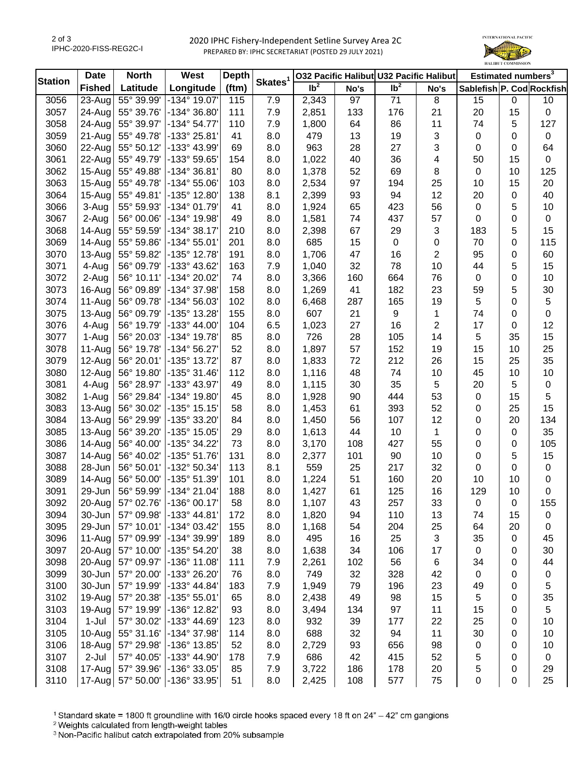# 2020 IPHC Fishery-Independent Setline Survey Area 2C

PREPARED BY: IPHC SECRETARIAT (POSTED 29 JULY 2021)

| Station | Date Fished | North Latitude | West Longitude | Depth (ftm) | Skates[1] | O32 Pacific Halibut lb[2] | O32 Pacific Halibut No's | U32 Pacific Halibut lb[2] | U32 Pacific Halibut No's | Estimated numbers[3] Sablefish | P. Cod | Rockfish |
|---|---|---|---|---|---|---|---|---|---|---|---|---|
| 3056 | 23-Aug | 55° 39.99' | -134° 19.07' | 115 | 7.9 | 2,343 | 97 | 71 | 8 | 15 | 0 | 10 |
| 3057 | 24-Aug | 55° 39.76' | -134° 36.80' | 111 | 7.9 | 2,851 | 133 | 176 | 21 | 20 | 15 | 0 |
| 3058 | 24-Aug | 55° 39.97' | -134° 54.77' | 110 | 7.9 | 1,800 | 64 | 86 | 11 | 74 | 5 | 127 |
| 3059 | 21-Aug | 55° 49.78' | -133° 25.81' | 41 | 8.0 | 479 | 13 | 19 | 3 | 0 | 0 | 0 |
| 3060 | 22-Aug | 55° 50.12' | -133° 43.99' | 69 | 8.0 | 963 | 28 | 27 | 3 | 0 | 0 | 64 |
| 3061 | 22-Aug | 55° 49.79' | -133° 59.65' | 154 | 8.0 | 1,022 | 40 | 36 | 4 | 50 | 15 | 0 |
| 3062 | 15-Aug | 55° 49.88' | -134° 36.81' | 80 | 8.0 | 1,378 | 52 | 69 | 8 | 0 | 10 | 125 |
| 3063 | 15-Aug | 55° 49.78' | -134° 55.06' | 103 | 8.0 | 2,534 | 97 | 194 | 25 | 10 | 15 | 20 |
| 3064 | 15-Aug | 55° 49.81' | -135° 12.80' | 138 | 8.1 | 2,399 | 93 | 94 | 12 | 20 | 0 | 40 |
| 3066 | 3-Aug | 55° 59.93' | -134° 01.79' | 41 | 8.0 | 1,924 | 65 | 423 | 56 | 0 | 5 | 10 |
| 3067 | 2-Aug | 56° 00.06' | -134° 19.98' | 49 | 8.0 | 1,581 | 74 | 437 | 57 | 0 | 0 | 0 |
| 3068 | 14-Aug | 55° 59.59' | -134° 38.17' | 210 | 8.0 | 2,398 | 67 | 29 | 3 | 183 | 5 | 15 |
| 3069 | 14-Aug | 55° 59.86' | -134° 55.01' | 201 | 8.0 | 685 | 15 | 0 | 0 | 70 | 0 | 115 |
| 3070 | 13-Aug | 55° 59.82' | -135° 12.78' | 191 | 8.0 | 1,706 | 47 | 16 | 2 | 95 | 0 | 60 |
| 3071 | 4-Aug | 56° 09.79' | -133° 43.62' | 163 | 7.9 | 1,040 | 32 | 78 | 10 | 44 | 5 | 15 |
| 3072 | 2-Aug | 56° 10.11' | -134° 20.02' | 74 | 8.0 | 3,366 | 160 | 664 | 76 | 0 | 0 | 10 |
| 3073 | 16-Aug | 56° 09.89' | -134° 37.98' | 158 | 8.0 | 1,269 | 41 | 182 | 23 | 59 | 5 | 30 |
| 3074 | 11-Aug | 56° 09.78' | -134° 56.03' | 102 | 8.0 | 6,468 | 287 | 165 | 19 | 5 | 0 | 5 |
| 3075 | 13-Aug | 56° 09.79' | -135° 13.28' | 155 | 8.0 | 607 | 21 | 9 | 1 | 74 | 0 | 0 |
| 3076 | 4-Aug | 56° 19.79' | -133° 44.00' | 104 | 6.5 | 1,023 | 27 | 16 | 2 | 17 | 0 | 12 |
| 3077 | 1-Aug | 56° 20.03' | -134° 19.78' | 85 | 8.0 | 726 | 28 | 105 | 14 | 5 | 35 | 15 |
| 3078 | 11-Aug | 56° 19.78' | -134° 56.27' | 52 | 8.0 | 1,897 | 57 | 152 | 19 | 15 | 10 | 25 |
| 3079 | 12-Aug | 56° 20.01' | -135° 13.72' | 87 | 8.0 | 1,833 | 72 | 212 | 26 | 15 | 25 | 35 |
| 3080 | 12-Aug | 56° 19.80' | -135° 31.46' | 112 | 8.0 | 1,116 | 48 | 74 | 10 | 45 | 10 | 10 |
| 3081 | 4-Aug | 56° 28.97' | -133° 43.97' | 49 | 8.0 | 1,115 | 30 | 35 | 5 | 20 | 5 | 0 |
| 3082 | 1-Aug | 56° 29.84' | -134° 19.80' | 45 | 8.0 | 1,928 | 90 | 444 | 53 | 0 | 15 | 5 |
| 3083 | 13-Aug | 56° 30.02' | -135° 15.15' | 58 | 8.0 | 1,453 | 61 | 393 | 52 | 0 | 25 | 15 |
| 3084 | 13-Aug | 56° 29.99' | -135° 33.20' | 84 | 8.0 | 1,450 | 56 | 107 | 12 | 0 | 20 | 134 |
| 3085 | 13-Aug | 56° 39.20' | -135° 15.05' | 29 | 8.0 | 1,613 | 44 | 10 | 1 | 0 | 0 | 35 |
| 3086 | 14-Aug | 56° 40.00' | -135° 34.22' | 73 | 8.0 | 3,170 | 108 | 427 | 55 | 0 | 0 | 105 |
| 3087 | 14-Aug | 56° 40.02' | -135° 51.76' | 131 | 8.0 | 2,377 | 101 | 90 | 10 | 0 | 5 | 15 |
| 3088 | 28-Jun | 56° 50.01' | -132° 50.34' | 113 | 8.1 | 559 | 25 | 217 | 32 | 0 | 0 | 0 |
| 3089 | 14-Aug | 56° 50.00' | -135° 51.39' | 101 | 8.0 | 1,224 | 51 | 160 | 20 | 10 | 10 | 0 |
| 3091 | 29-Jun | 56° 59.99' | -134° 21.04' | 188 | 8.0 | 1,427 | 61 | 125 | 16 | 129 | 10 | 0 |
| 3092 | 20-Aug | 57° 02.76' | -136° 00.17' | 58 | 8.0 | 1,107 | 43 | 257 | 33 | 0 | 0 | 155 |
| 3094 | 30-Jun | 57° 09.98' | -133° 44.81' | 172 | 8.0 | 1,820 | 94 | 110 | 13 | 74 | 15 | 0 |
| 3095 | 29-Jun | 57° 10.01' | -134° 03.42' | 155 | 8.0 | 1,168 | 54 | 204 | 25 | 64 | 20 | 0 |
| 3096 | 11-Aug | 57° 09.99' | -134° 39.99' | 189 | 8.0 | 495 | 16 | 25 | 3 | 35 | 0 | 45 |
| 3097 | 20-Aug | 57° 10.00' | -135° 54.20' | 38 | 8.0 | 1,638 | 34 | 106 | 17 | 0 | 0 | 30 |
| 3098 | 20-Aug | 57° 09.97' | -136° 11.08' | 111 | 7.9 | 2,261 | 102 | 56 | 6 | 34 | 0 | 44 |
| 3099 | 30-Jun | 57° 20.00' | -133° 26.20' | 76 | 8.0 | 749 | 32 | 328 | 42 | 0 | 0 | 0 |
| 3100 | 30-Jun | 57° 19.99' | -133° 44.84' | 183 | 7.9 | 1,949 | 79 | 196 | 23 | 49 | 0 | 5 |
| 3102 | 19-Aug | 57° 20.38' | -135° 55.01' | 65 | 8.0 | 2,438 | 49 | 98 | 15 | 5 | 0 | 35 |
| 3103 | 19-Aug | 57° 19.99' | -136° 12.82' | 93 | 8.0 | 3,494 | 134 | 97 | 11 | 15 | 0 | 5 |
| 3104 | 1-Jul | 57° 30.02' | -133° 44.69' | 123 | 8.0 | 932 | 39 | 177 | 22 | 25 | 0 | 10 |
| 3105 | 10-Aug | 55° 31.16' | -134° 37.98' | 114 | 8.0 | 688 | 32 | 94 | 11 | 30 | 0 | 10 |
| 3106 | 18-Aug | 57° 29.98' | -136° 13.85' | 52 | 8.0 | 2,729 | 93 | 656 | 98 | 0 | 0 | 10 |
| 3107 | 2-Jul | 57° 40.05' | -133° 44.90' | 178 | 7.9 | 686 | 42 | 415 | 52 | 5 | 0 | 0 |
| 3108 | 17-Aug | 57° 39.96' | -136° 33.05' | 85 | 7.9 | 3,722 | 186 | 178 | 20 | 5 | 0 | 29 |
| 3110 | 17-Aug | 57° 50.00' | -136° 33.95' | 51 | 8.0 | 2,425 | 108 | 577 | 75 | 0 | 0 | 25 |

[1] Standard skate = 1800 ft groundline with 16/0 circle hooks spaced every 18 ft on 24" – 42" cm gangions
[2] Weights calculated from length-weight tables
[3] Non-Pacific halibut catch extrapolated from 20% subsample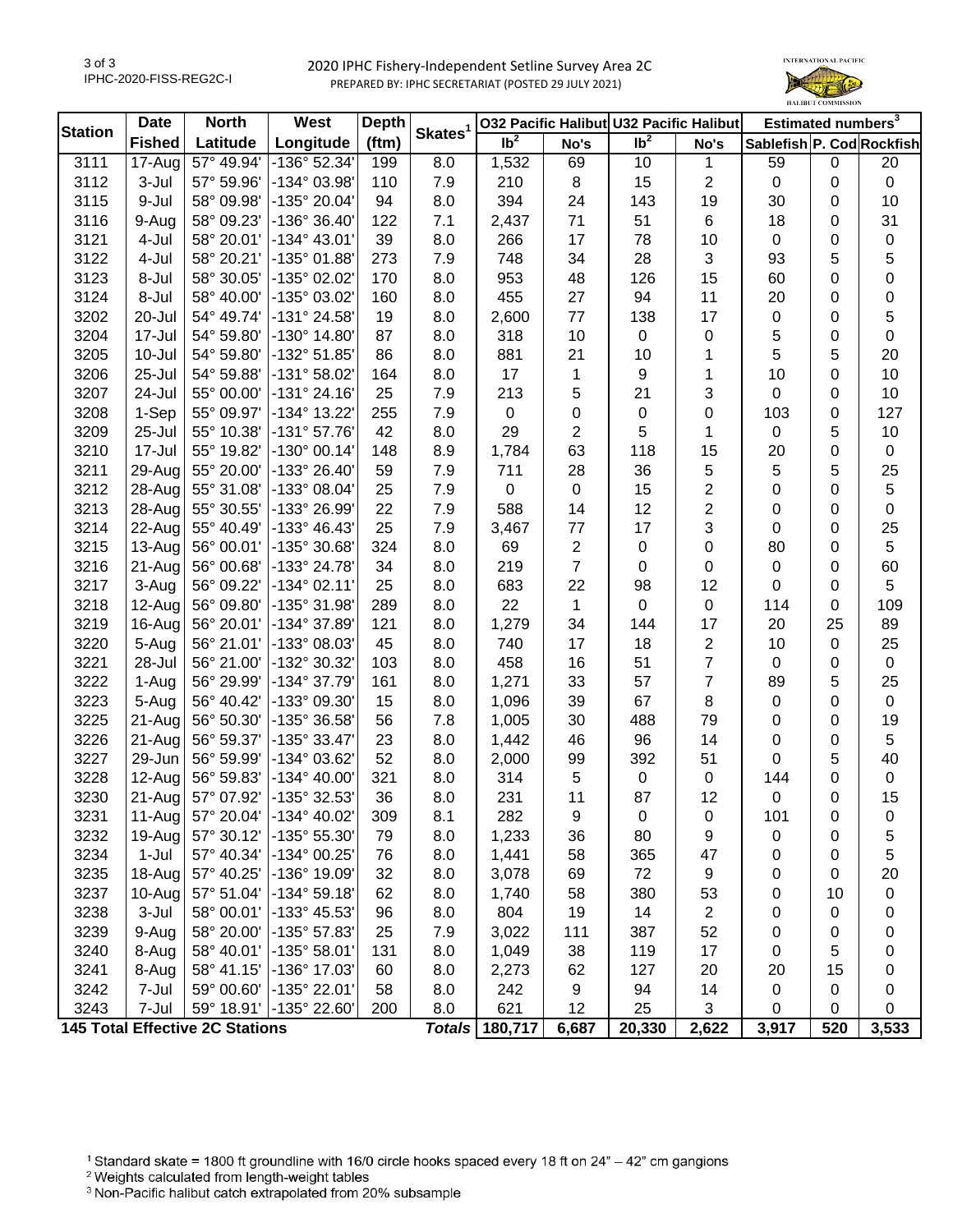IPHC-2020-FISS-REG2C-I

2020 IPHC Fishery-Independent Setline Survey Area 2C

PREPARED BY: IPHC SECRETARIAT (POSTED 29 JULY 2021)

INTERNATIONAL PACIFIC HALIBUT COMMISSION

| Station | Date | North | West | Depth | Skates[1] | O32 Pacific Halibut | | U32 Pacific Halibut | | Estimated numbers[3] | | |
|---|---|---|---|---|---|---|---|---|---|---|---|---|
| | Fished | Latitude | Longitude | (ftm) | | lb[2] | No's | lb[2] | No's | Sablefish | P. Cod | Rockfish |
| 3111 | 17-Aug | 57° 49.94' | -136° 52.34' | 199 | 8.0 | 1,532 | 69 | 10 | 1 | 59 | 0 | 20 |
| 3112 | 3-Jul | 57° 59.96' | -134° 03.98' | 110 | 7.9 | 210 | 8 | 15 | 2 | 0 | 0 | 0 |
| 3115 | 9-Jul | 58° 09.98' | -135° 20.04' | 94 | 8.0 | 394 | 24 | 143 | 19 | 30 | 0 | 10 |
| 3116 | 9-Aug | 58° 09.23' | -136° 36.40' | 122 | 7.1 | 2,437 | 71 | 51 | 6 | 18 | 0 | 31 |
| 3121 | 4-Jul | 58° 20.01' | -134° 43.01' | 39 | 8.0 | 266 | 17 | 78 | 10 | 0 | 0 | 0 |
| 3122 | 4-Jul | 58° 20.21' | -135° 01.88' | 273 | 7.9 | 748 | 34 | 28 | 3 | 93 | 5 | 5 |
| 3123 | 8-Jul | 58° 30.05' | -135° 02.02' | 170 | 8.0 | 953 | 48 | 126 | 15 | 60 | 0 | 0 |
| 3124 | 8-Jul | 58° 40.00' | -135° 03.02' | 160 | 8.0 | 455 | 27 | 94 | 11 | 20 | 0 | 0 |
| 3202 | 20-Jul | 54° 49.74' | -131° 24.58' | 19 | 8.0 | 2,600 | 77 | 138 | 17 | 0 | 0 | 5 |
| 3204 | 17-Jul | 54° 59.80' | -130° 14.80' | 87 | 8.0 | 318 | 10 | 0 | 0 | 5 | 0 | 0 |
| 3205 | 10-Jul | 54° 59.80' | -132° 51.85' | 86 | 8.0 | 881 | 21 | 10 | 1 | 5 | 5 | 20 |
| 3206 | 25-Jul | 54° 59.88' | -131° 58.02' | 164 | 8.0 | 17 | 1 | 9 | 1 | 10 | 0 | 10 |
| 3207 | 24-Jul | 55° 00.00' | -131° 24.16' | 25 | 7.9 | 213 | 5 | 21 | 3 | 0 | 0 | 10 |
| 3208 | 1-Sep | 55° 09.97' | -134° 13.22' | 255 | 7.9 | 0 | 0 | 0 | 0 | 103 | 0 | 127 |
| 3209 | 25-Jul | 55° 10.38' | -131° 57.76' | 42 | 8.0 | 29 | 2 | 5 | 1 | 0 | 5 | 10 |
| 3210 | 17-Jul | 55° 19.82' | -130° 00.14' | 148 | 8.9 | 1,784 | 63 | 118 | 15 | 20 | 0 | 0 |
| 3211 | 29-Aug | 55° 20.00' | -133° 26.40' | 59 | 7.9 | 711 | 28 | 36 | 5 | 5 | 5 | 25 |
| 3212 | 28-Aug | 55° 31.08' | -133° 08.04' | 25 | 7.9 | 0 | 0 | 15 | 2 | 0 | 0 | 5 |
| 3213 | 28-Aug | 55° 30.55' | -133° 26.99' | 22 | 7.9 | 588 | 14 | 12 | 2 | 0 | 0 | 0 |
| 3214 | 22-Aug | 55° 40.49' | -133° 46.43' | 25 | 7.9 | 3,467 | 77 | 17 | 3 | 0 | 0 | 25 |
| 3215 | 13-Aug | 56° 00.01' | -135° 30.68' | 324 | 8.0 | 69 | 2 | 0 | 0 | 80 | 0 | 5 |
| 3216 | 21-Aug | 56° 00.68' | -133° 24.78' | 34 | 8.0 | 219 | 7 | 0 | 0 | 0 | 0 | 60 |
| 3217 | 3-Aug | 56° 09.22' | -134° 02.11' | 25 | 8.0 | 683 | 22 | 98 | 12 | 0 | 0 | 5 |
| 3218 | 12-Aug | 56° 09.80' | -135° 31.98' | 289 | 8.0 | 22 | 1 | 0 | 0 | 114 | 0 | 109 |
| 3219 | 16-Aug | 56° 20.01' | -134° 37.89' | 121 | 8.0 | 1,279 | 34 | 144 | 17 | 20 | 25 | 89 |
| 3220 | 5-Aug | 56° 21.01' | -133° 08.03' | 45 | 8.0 | 740 | 17 | 18 | 2 | 10 | 0 | 25 |
| 3221 | 28-Jul | 56° 21.00' | -132° 30.32' | 103 | 8.0 | 458 | 16 | 51 | 7 | 0 | 0 | 0 |
| 3222 | 1-Aug | 56° 29.99' | -134° 37.79' | 161 | 8.0 | 1,271 | 33 | 57 | 7 | 89 | 5 | 25 |
| 3223 | 5-Aug | 56° 40.42' | -133° 09.30' | 15 | 8.0 | 1,096 | 39 | 67 | 8 | 0 | 0 | 0 |
| 3225 | 21-Aug | 56° 50.30' | -135° 36.58' | 56 | 7.8 | 1,005 | 30 | 488 | 79 | 0 | 0 | 19 |
| 3226 | 21-Aug | 56° 59.37' | -135° 33.47' | 23 | 8.0 | 1,442 | 46 | 96 | 14 | 0 | 0 | 5 |
| 3227 | 29-Jun | 56° 59.99' | -134° 03.62' | 52 | 8.0 | 2,000 | 99 | 392 | 51 | 0 | 5 | 40 |
| 3228 | 12-Aug | 56° 59.83' | -134° 40.00' | 321 | 8.0 | 314 | 5 | 0 | 0 | 144 | 0 | 0 |
| 3230 | 21-Aug | 57° 07.92' | -135° 32.53' | 36 | 8.0 | 231 | 11 | 87 | 12 | 0 | 0 | 15 |
| 3231 | 11-Aug | 57° 20.04' | -134° 40.02' | 309 | 8.1 | 282 | 9 | 0 | 0 | 101 | 0 | 0 |
| 3232 | 19-Aug | 57° 30.12' | -135° 55.30' | 79 | 8.0 | 1,233 | 36 | 80 | 9 | 0 | 0 | 5 |
| 3234 | 1-Jul | 57° 40.34' | -134° 00.25' | 76 | 8.0 | 1,441 | 58 | 365 | 47 | 0 | 0 | 5 |
| 3235 | 18-Aug | 57° 40.25' | -136° 19.09' | 32 | 8.0 | 3,078 | 69 | 72 | 9 | 0 | 0 | 20 |
| 3237 | 10-Aug | 57° 51.04' | -134° 59.18' | 62 | 8.0 | 1,740 | 58 | 380 | 53 | 0 | 10 | 0 |
| 3238 | 3-Jul | 58° 00.01' | -133° 45.53' | 96 | 8.0 | 804 | 19 | 14 | 2 | 0 | 0 | 0 |
| 3239 | 9-Aug | 58° 20.00' | -135° 57.83' | 25 | 7.9 | 3,022 | 111 | 387 | 52 | 0 | 0 | 0 |
| 3240 | 8-Aug | 58° 40.01' | -135° 58.01' | 131 | 8.0 | 1,049 | 38 | 119 | 17 | 0 | 5 | 0 |
| 3241 | 8-Aug | 58° 41.15' | -136° 17.03' | 60 | 8.0 | 2,273 | 62 | 127 | 20 | 20 | 15 | 0 |
| 3242 | 7-Jul | 59° 00.60' | -135° 22.01' | 58 | 8.0 | 242 | 9 | 94 | 14 | 0 | 0 | 0 |
| 3243 | 7-Jul | 59° 18.91' | -135° 22.60' | 200 | 8.0 | 621 | 12 | 25 | 3 | 0 | 0 | 0 |
| **145 Total Effective 2C Stations** | | | | | ***Totals*** | **180,717** | **6,687** | **20,330** | **2,622** | **3,917** | **520** | **3,533** |

[1] Standard skate = 1800 ft groundline with 16/0 circle hooks spaced every 18 ft on 24" – 42" cm gangions

[2] Weights calculated from length-weight tables

[3] Non-Pacific halibut catch extrapolated from 20% subsample